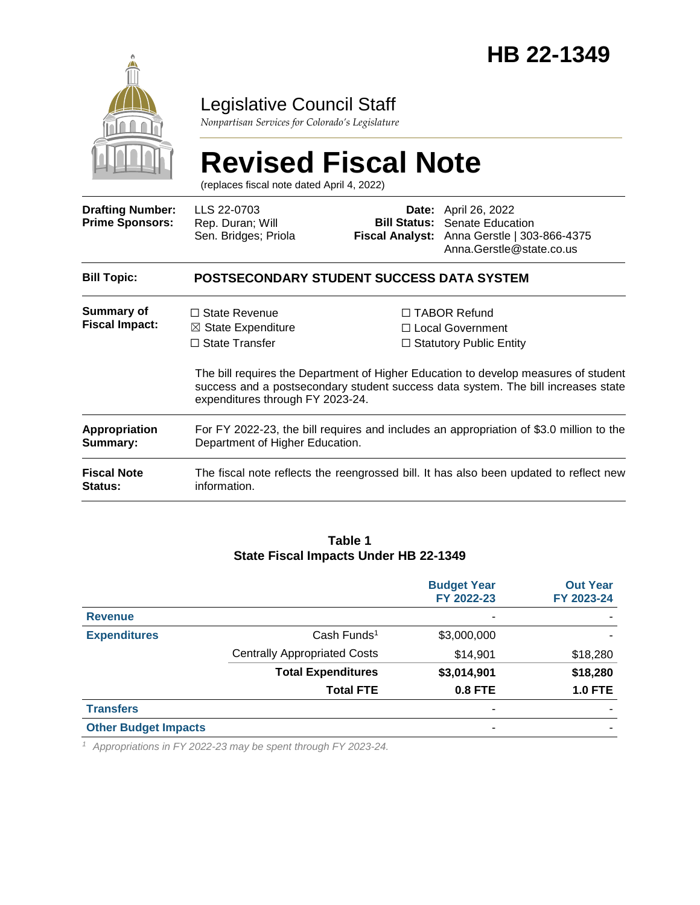# HB 22-1349

Legislative Council Staff

*Nonpartisan Services for Colorado's Legislature*

# Revised Fiscal Note

(replaces fiscal note dated April 4, 2022)

| | | | |
|---|---|---|---|
| **Drafting Number:** | LLS 22-0703 | **Date:** | April 26, 2022 |
| **Prime Sponsors:** | Rep. Duran; Will<br>Sen. Bridges; Priola | **Bill Status:** | Senate Education |
| | | **Fiscal Analyst:** | Anna Gerstle \| 303-866-4375<br>Anna.Gerstle@state.co.us |

| | |
|---|---|
| **Bill Topic:** | **POSTSECONDARY STUDENT SUCCESS DATA SYSTEM** |
| **Summary of Fiscal Impact:** | ☐ State Revenue ☒ State Expenditure ☐ State Transfer ☐ TABOR Refund ☐ Local Government ☐ Statutory Public Entity<br><br>The bill requires the Department of Higher Education to develop measures of student success and a postsecondary student success data system. The bill increases state expenditures through FY 2023-24. |
| **Appropriation Summary:** | For FY 2022-23, the bill requires and includes an appropriation of $3.0 million to the Department of Higher Education. |
| **Fiscal Note Status:** | The fiscal note reflects the reengrossed bill. It has also been updated to reflect new information. |

**Table 1**
**State Fiscal Impacts Under HB 22-1349**

| | | Budget Year FY 2022-23 | Out Year FY 2023-24 |
|---|---|---|---|
| **Revenue** | | - | - |
| **Expenditures** | Cash Funds[1] | $3,000,000 | - |
| | Centrally Appropriated Costs | $14,901 | $18,280 |
| | **Total Expenditures** | **$3,014,901** | **$18,280** |
| | **Total FTE** | **0.8 FTE** | **1.0 FTE** |
| **Transfers** | | - | - |
| **Other Budget Impacts** | | - | - |

[1] *Appropriations in FY 2022-23 may be spent through FY 2023-24.*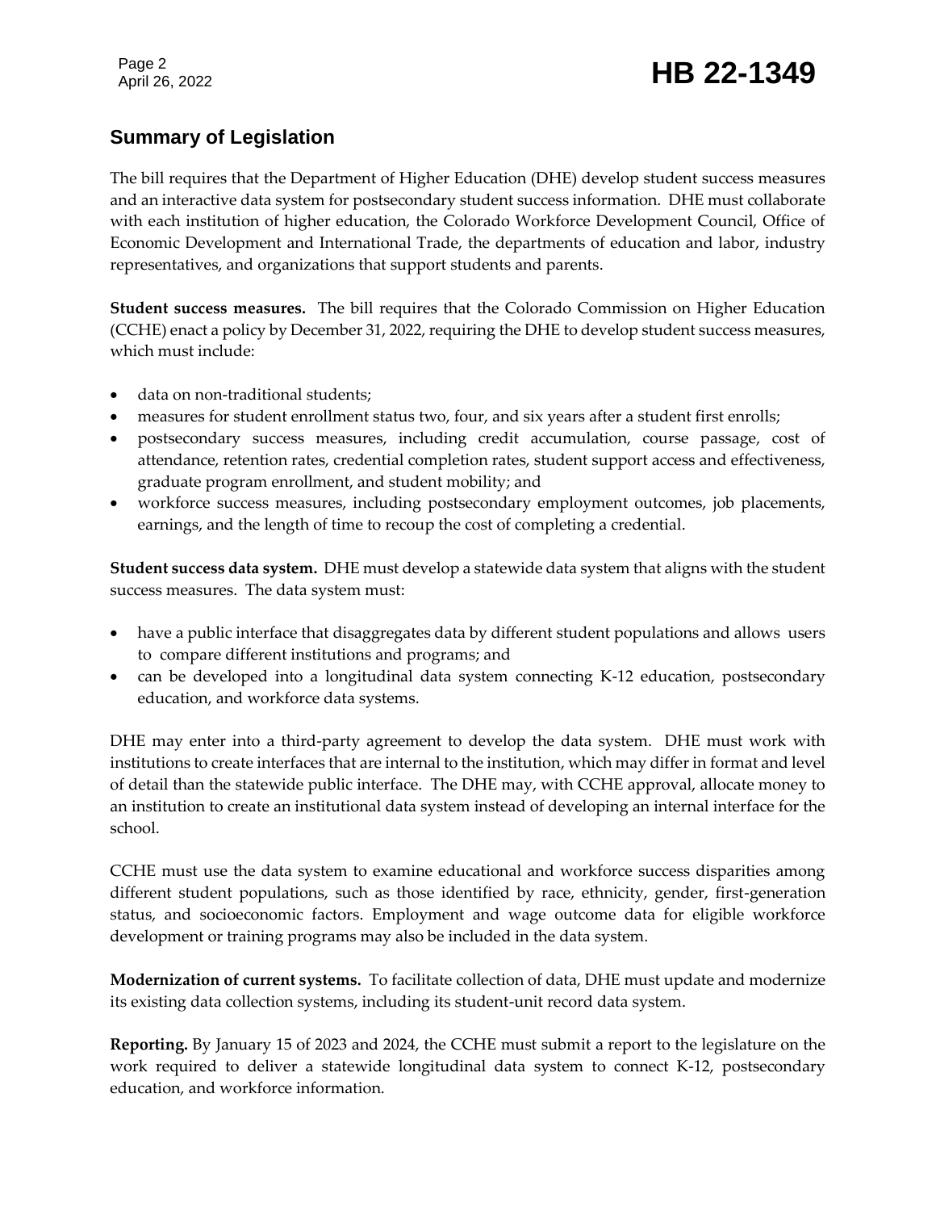## Summary of Legislation

The bill requires that the Department of Higher Education (DHE) develop student success measures and an interactive data system for postsecondary student success information. DHE must collaborate with each institution of higher education, the Colorado Workforce Development Council, Office of Economic Development and International Trade, the departments of education and labor, industry representatives, and organizations that support students and parents.

**Student success measures.** The bill requires that the Colorado Commission on Higher Education (CCHE) enact a policy by December 31, 2022, requiring the DHE to develop student success measures, which must include:

- data on non-traditional students;
- measures for student enrollment status two, four, and six years after a student first enrolls;
- postsecondary success measures, including credit accumulation, course passage, cost of attendance, retention rates, credential completion rates, student support access and effectiveness, graduate program enrollment, and student mobility; and
- workforce success measures, including postsecondary employment outcomes, job placements, earnings, and the length of time to recoup the cost of completing a credential.

**Student success data system.** DHE must develop a statewide data system that aligns with the student success measures. The data system must:

- have a public interface that disaggregates data by different student populations and allows users to compare different institutions and programs; and
- can be developed into a longitudinal data system connecting K-12 education, postsecondary education, and workforce data systems.

DHE may enter into a third-party agreement to develop the data system. DHE must work with institutions to create interfaces that are internal to the institution, which may differ in format and level of detail than the statewide public interface. The DHE may, with CCHE approval, allocate money to an institution to create an institutional data system instead of developing an internal interface for the school.

CCHE must use the data system to examine educational and workforce success disparities among different student populations, such as those identified by race, ethnicity, gender, first-generation status, and socioeconomic factors. Employment and wage outcome data for eligible workforce development or training programs may also be included in the data system.

**Modernization of current systems.** To facilitate collection of data, DHE must update and modernize its existing data collection systems, including its student-unit record data system.

**Reporting.** By January 15 of 2023 and 2024, the CCHE must submit a report to the legislature on the work required to deliver a statewide longitudinal data system to connect K-12, postsecondary education, and workforce information.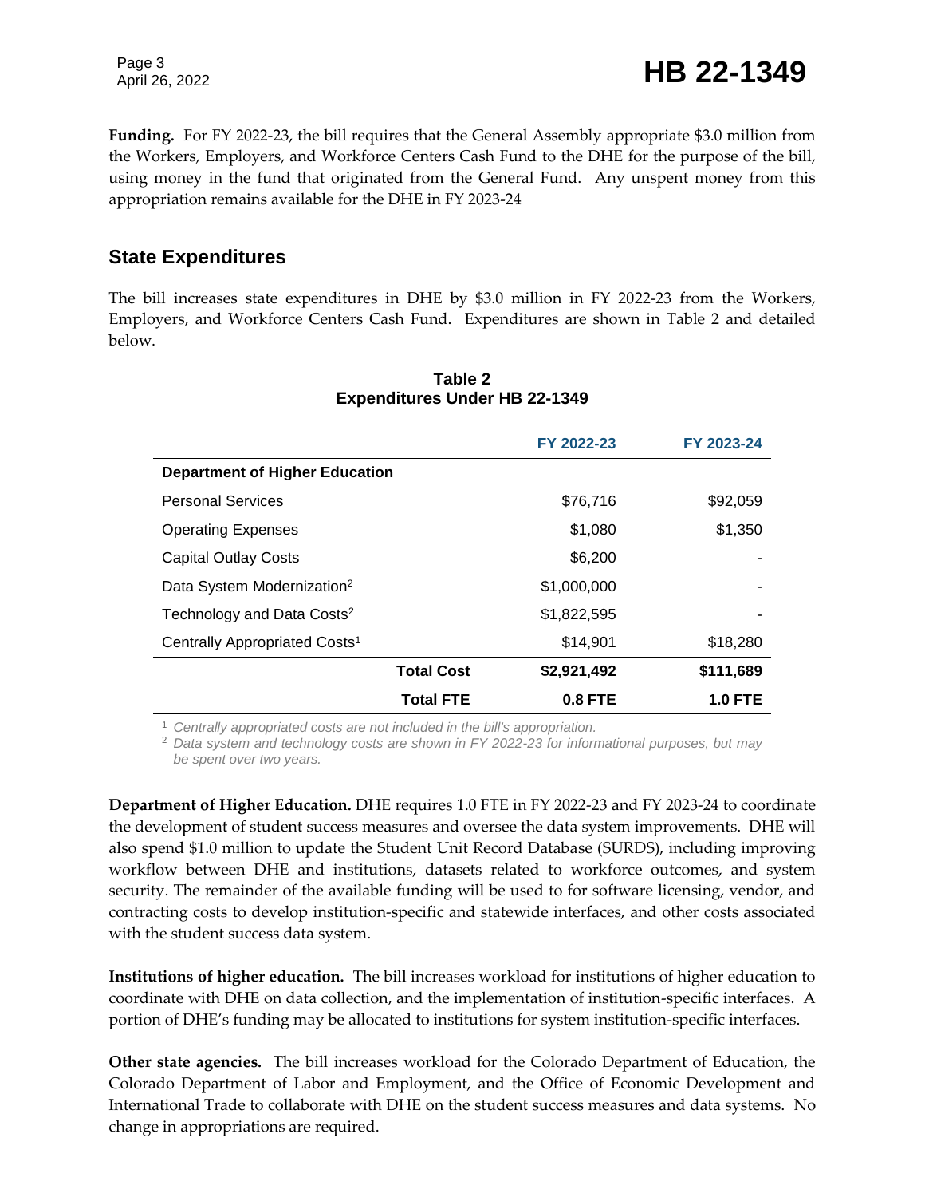**Funding.** For FY 2022-23, the bill requires that the General Assembly appropriate $3.0 million from the Workers, Employers, and Workforce Centers Cash Fund to the DHE for the purpose of the bill, using money in the fund that originated from the General Fund. Any unspent money from this appropriation remains available for the DHE in FY 2023-24

## State Expenditures

The bill increases state expenditures in DHE by $3.0 million in FY 2022-23 from the Workers, Employers, and Workforce Centers Cash Fund. Expenditures are shown in Table 2 and detailed below.

**Table 2**
**Expenditures Under HB 22-1349**

| | FY 2022-23 | FY 2023-24 |
|---|---|---|
| **Department of Higher Education** | | |
| Personal Services | $76,716 | $92,059 |
| Operating Expenses | $1,080 | $1,350 |
| Capital Outlay Costs | $6,200 | - |
| Data System Modernization[2] | $1,000,000 | - |
| Technology and Data Costs[2] | $1,822,595 | - |
| Centrally Appropriated Costs[1] | $14,901 | $18,280 |
| **Total Cost** | **$2,921,492** | **$111,689** |
| **Total FTE** | **0.8 FTE** | **1.0 FTE** |

[1] *Centrally appropriated costs are not included in the bill's appropriation.*
[2] *Data system and technology costs are shown in FY 2022-23 for informational purposes, but may be spent over two years.*

**Department of Higher Education.** DHE requires 1.0 FTE in FY 2022-23 and FY 2023-24 to coordinate the development of student success measures and oversee the data system improvements. DHE will also spend $1.0 million to update the Student Unit Record Database (SURDS), including improving workflow between DHE and institutions, datasets related to workforce outcomes, and system security. The remainder of the available funding will be used to for software licensing, vendor, and contracting costs to develop institution-specific and statewide interfaces, and other costs associated with the student success data system.

**Institutions of higher education.** The bill increases workload for institutions of higher education to coordinate with DHE on data collection, and the implementation of institution-specific interfaces. A portion of DHE's funding may be allocated to institutions for system institution-specific interfaces.

**Other state agencies.** The bill increases workload for the Colorado Department of Education, the Colorado Department of Labor and Employment, and the Office of Economic Development and International Trade to collaborate with DHE on the student success measures and data systems. No change in appropriations are required.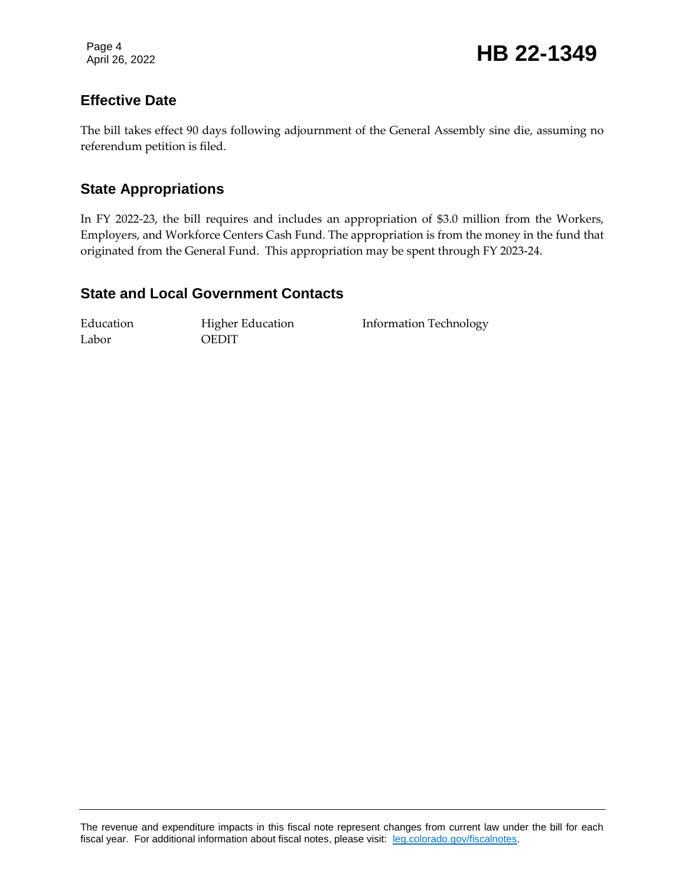## Effective Date

The bill takes effect 90 days following adjournment of the General Assembly sine die, assuming no referendum petition is filed.

## State Appropriations

In FY 2022-23, the bill requires and includes an appropriation of $3.0 million from the Workers, Employers, and Workforce Centers Cash Fund. The appropriation is from the money in the fund that originated from the General Fund. This appropriation may be spent through FY 2023-24.

## State and Local Government Contacts

| | | |
|---|---|---|
| Education | Higher Education | Information Technology |
| Labor | OEDIT | |

The revenue and expenditure impacts in this fiscal note represent changes from current law under the bill for each fiscal year. For additional information about fiscal notes, please visit: leg.colorado.gov/fiscalnotes.